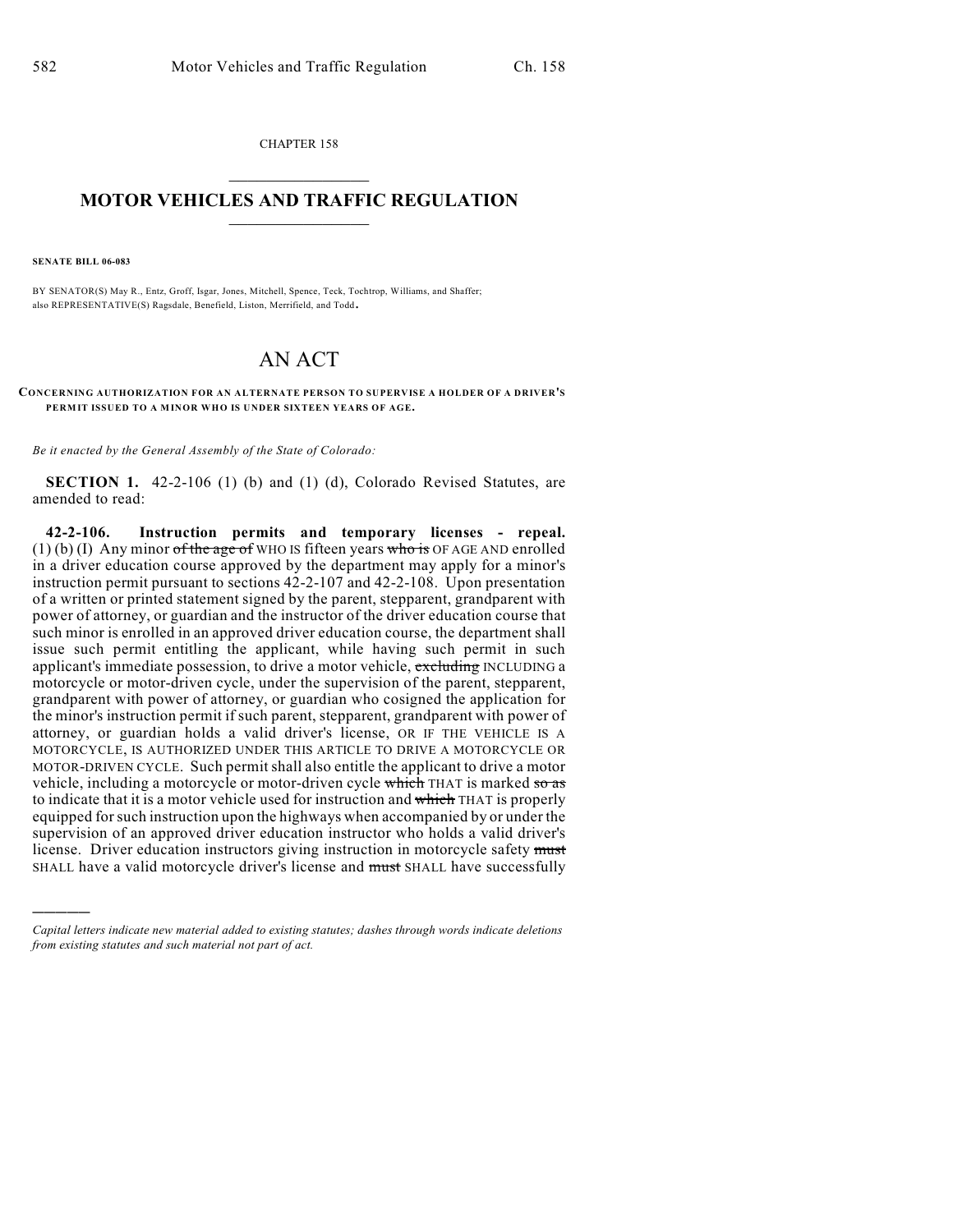CHAPTER 158

# MOTOR VEHICLES AND TRAFFIC REGULATION

**SENATE BILL 06-083**

BY SENATOR(S) May R., Entz, Groff, Isgar, Jones, Mitchell, Spence, Teck, Tochtrop, Williams, and Shaffer;
also REPRESENTATIVE(S) Ragsdale, Benefield, Liston, Merrifield, and Todd.

# AN ACT

**CONCERNING AUTHORIZATION FOR AN ALTERNATE PERSON TO SUPERVISE A HOLDER OF A DRIVER'S PERMIT ISSUED TO A MINOR WHO IS UNDER SIXTEEN YEARS OF AGE.**

*Be it enacted by the General Assembly of the State of Colorado:*

**SECTION 1.** 42-2-106 (1) (b) and (1) (d), Colorado Revised Statutes, are amended to read:

**42-2-106. Instruction permits and temporary licenses - repeal.** (1) (b) (I) Any minor ~~of the age of~~ WHO IS fifteen years ~~who is~~ OF AGE AND enrolled in a driver education course approved by the department may apply for a minor's instruction permit pursuant to sections 42-2-107 and 42-2-108. Upon presentation of a written or printed statement signed by the parent, stepparent, grandparent with power of attorney, or guardian and the instructor of the driver education course that such minor is enrolled in an approved driver education course, the department shall issue such permit entitling the applicant, while having such permit in such applicant's immediate possession, to drive a motor vehicle, ~~excluding~~ INCLUDING a motorcycle or motor-driven cycle, under the supervision of the parent, stepparent, grandparent with power of attorney, or guardian who cosigned the application for the minor's instruction permit if such parent, stepparent, grandparent with power of attorney, or guardian holds a valid driver's license, OR IF THE VEHICLE IS A MOTORCYCLE, IS AUTHORIZED UNDER THIS ARTICLE TO DRIVE A MOTORCYCLE OR MOTOR-DRIVEN CYCLE. Such permit shall also entitle the applicant to drive a motor vehicle, including a motorcycle or motor-driven cycle ~~which~~ THAT is marked ~~so as~~ to indicate that it is a motor vehicle used for instruction and ~~which~~ THAT is properly equipped for such instruction upon the highways when accompanied by or under the supervision of an approved driver education instructor who holds a valid driver's license. Driver education instructors giving instruction in motorcycle safety ~~must~~ SHALL have a valid motorcycle driver's license and ~~must~~ SHALL have successfully

---

*Capital letters indicate new material added to existing statutes; dashes through words indicate deletions from existing statutes and such material not part of act.*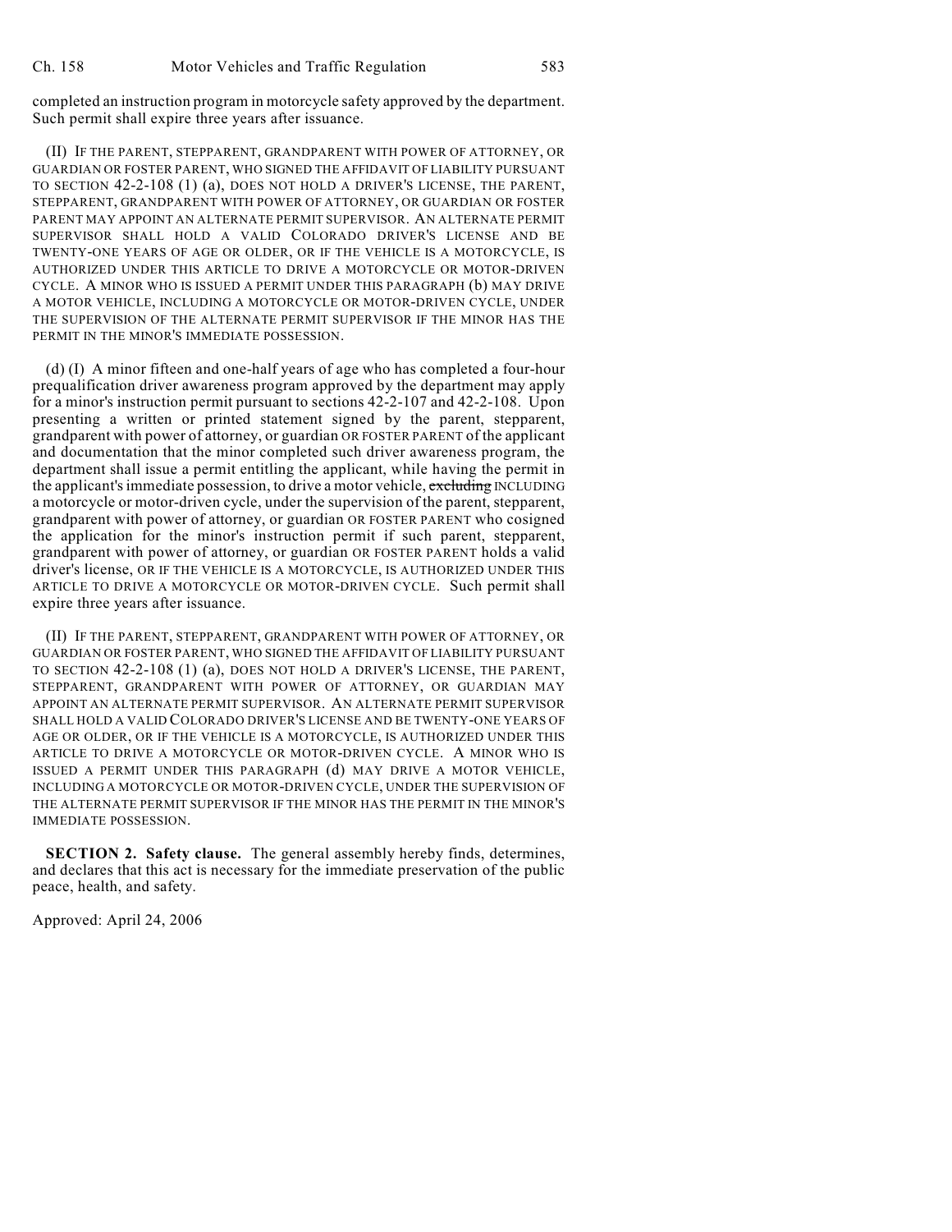completed an instruction program in motorcycle safety approved by the department. Such permit shall expire three years after issuance.

(II) IF THE PARENT, STEPPARENT, GRANDPARENT WITH POWER OF ATTORNEY, OR GUARDIAN OR FOSTER PARENT, WHO SIGNED THE AFFIDAVIT OF LIABILITY PURSUANT TO SECTION 42-2-108 (1) (a), DOES NOT HOLD A DRIVER'S LICENSE, THE PARENT, STEPPARENT, GRANDPARENT WITH POWER OF ATTORNEY, OR GUARDIAN OR FOSTER PARENT MAY APPOINT AN ALTERNATE PERMIT SUPERVISOR. AN ALTERNATE PERMIT SUPERVISOR SHALL HOLD A VALID COLORADO DRIVER'S LICENSE AND BE TWENTY-ONE YEARS OF AGE OR OLDER, OR IF THE VEHICLE IS A MOTORCYCLE, IS AUTHORIZED UNDER THIS ARTICLE TO DRIVE A MOTORCYCLE OR MOTOR-DRIVEN CYCLE. A MINOR WHO IS ISSUED A PERMIT UNDER THIS PARAGRAPH (b) MAY DRIVE A MOTOR VEHICLE, INCLUDING A MOTORCYCLE OR MOTOR-DRIVEN CYCLE, UNDER THE SUPERVISION OF THE ALTERNATE PERMIT SUPERVISOR IF THE MINOR HAS THE PERMIT IN THE MINOR'S IMMEDIATE POSSESSION.

(d) (I) A minor fifteen and one-half years of age who has completed a four-hour prequalification driver awareness program approved by the department may apply for a minor's instruction permit pursuant to sections 42-2-107 and 42-2-108. Upon presenting a written or printed statement signed by the parent, stepparent, grandparent with power of attorney, or guardian OR FOSTER PARENT of the applicant and documentation that the minor completed such driver awareness program, the department shall issue a permit entitling the applicant, while having the permit in the applicant's immediate possession, to drive a motor vehicle, ~~excluding~~ INCLUDING a motorcycle or motor-driven cycle, under the supervision of the parent, stepparent, grandparent with power of attorney, or guardian OR FOSTER PARENT who cosigned the application for the minor's instruction permit if such parent, stepparent, grandparent with power of attorney, or guardian OR FOSTER PARENT holds a valid driver's license, OR IF THE VEHICLE IS A MOTORCYCLE, IS AUTHORIZED UNDER THIS ARTICLE TO DRIVE A MOTORCYCLE OR MOTOR-DRIVEN CYCLE. Such permit shall expire three years after issuance.

(II) IF THE PARENT, STEPPARENT, GRANDPARENT WITH POWER OF ATTORNEY, OR GUARDIAN OR FOSTER PARENT, WHO SIGNED THE AFFIDAVIT OF LIABILITY PURSUANT TO SECTION 42-2-108 (1) (a), DOES NOT HOLD A DRIVER'S LICENSE, THE PARENT, STEPPARENT, GRANDPARENT WITH POWER OF ATTORNEY, OR GUARDIAN MAY APPOINT AN ALTERNATE PERMIT SUPERVISOR. AN ALTERNATE PERMIT SUPERVISOR SHALL HOLD A VALID COLORADO DRIVER'S LICENSE AND BE TWENTY-ONE YEARS OF AGE OR OLDER, OR IF THE VEHICLE IS A MOTORCYCLE, IS AUTHORIZED UNDER THIS ARTICLE TO DRIVE A MOTORCYCLE OR MOTOR-DRIVEN CYCLE. A MINOR WHO IS ISSUED A PERMIT UNDER THIS PARAGRAPH (d) MAY DRIVE A MOTOR VEHICLE, INCLUDING A MOTORCYCLE OR MOTOR-DRIVEN CYCLE, UNDER THE SUPERVISION OF THE ALTERNATE PERMIT SUPERVISOR IF THE MINOR HAS THE PERMIT IN THE MINOR'S IMMEDIATE POSSESSION.

**SECTION 2. Safety clause.** The general assembly hereby finds, determines, and declares that this act is necessary for the immediate preservation of the public peace, health, and safety.

Approved: April 24, 2006